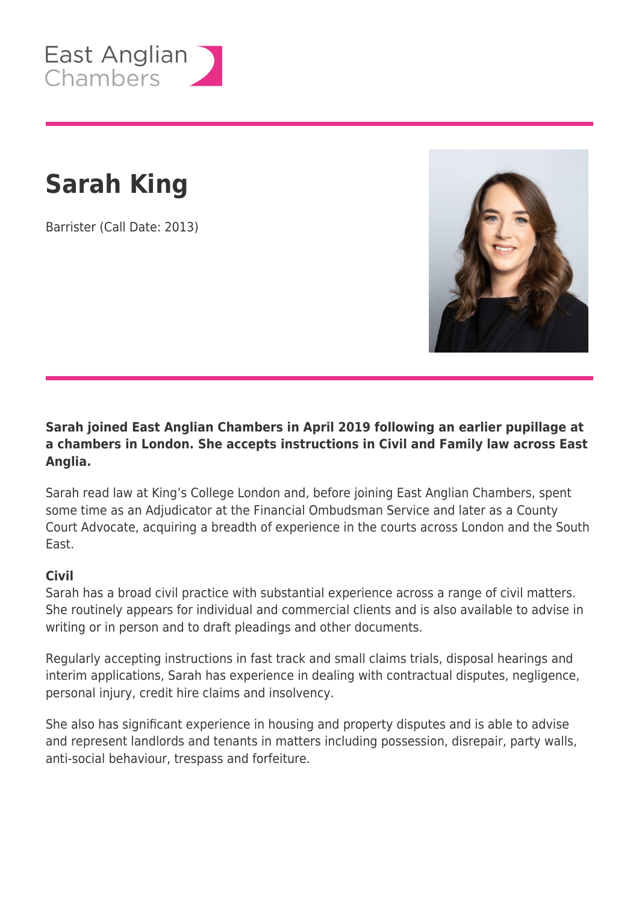East Anglian Chambers

# Sarah King

Barrister (Call Date: 2013)

**Sarah joined East Anglian Chambers in April 2019 following an earlier pupillage at a chambers in London. She accepts instructions in Civil and Family law across East Anglia.**

Sarah read law at King's College London and, before joining East Anglian Chambers, spent some time as an Adjudicator at the Financial Ombudsman Service and later as a County Court Advocate, acquiring a breadth of experience in the courts across London and the South East.

**Civil**

Sarah has a broad civil practice with substantial experience across a range of civil matters. She routinely appears for individual and commercial clients and is also available to advise in writing or in person and to draft pleadings and other documents.

Regularly accepting instructions in fast track and small claims trials, disposal hearings and interim applications, Sarah has experience in dealing with contractual disputes, negligence, personal injury, credit hire claims and insolvency.

She also has significant experience in housing and property disputes and is able to advise and represent landlords and tenants in matters including possession, disrepair, party walls, anti-social behaviour, trespass and forfeiture.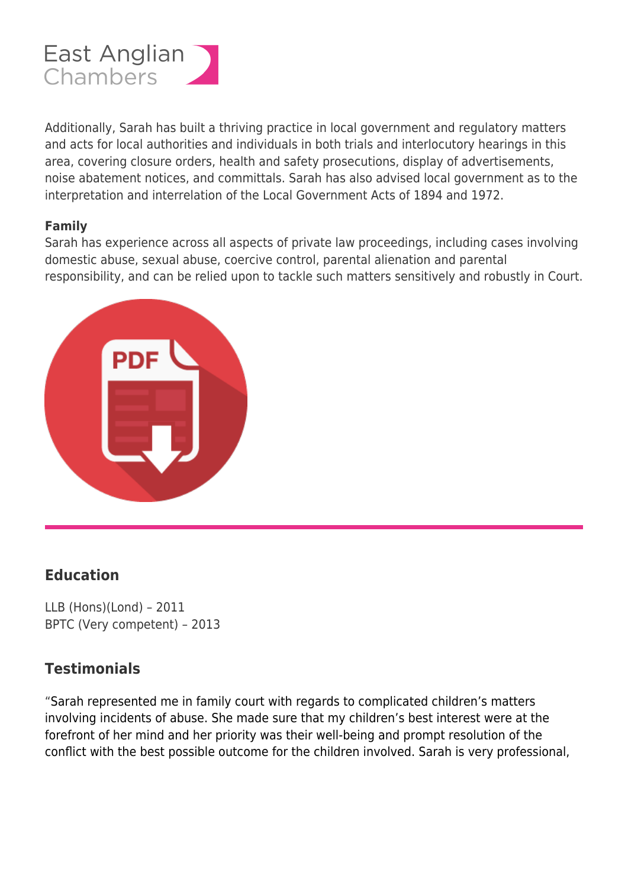Additionally, Sarah has built a thriving practice in local government and regulatory matters and acts for local authorities and individuals in both trials and interlocutory hearings in this area, covering closure orders, health and safety prosecutions, display of advertisements, noise abatement notices, and committals. Sarah has also advised local government as to the interpretation and interrelation of the Local Government Acts of 1894 and 1972.

**Family**
Sarah has experience across all aspects of private law proceedings, including cases involving domestic abuse, sexual abuse, coercive control, parental alienation and parental responsibility, and can be relied upon to tackle such matters sensitively and robustly in Court.

## Education

LLB (Hons)(Lond) – 2011
BPTC (Very competent) – 2013

## Testimonials

"Sarah represented me in family court with regards to complicated children's matters involving incidents of abuse. She made sure that my children's best interest were at the forefront of her mind and her priority was their well-being and prompt resolution of the conflict with the best possible outcome for the children involved. Sarah is very professional,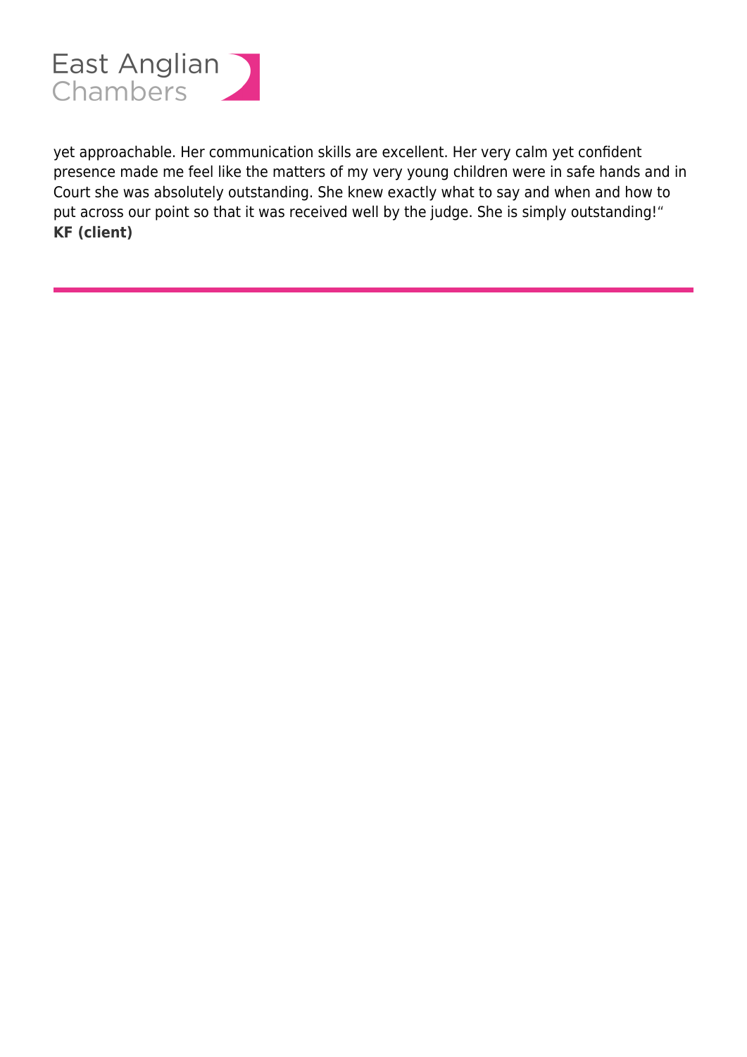yet approachable. Her communication skills are excellent. Her very calm yet confident presence made me feel like the matters of my very young children were in safe hands and in Court she was absolutely outstanding. She knew exactly what to say and when and how to put across our point so that it was received well by the judge. She is simply outstanding!"
**KF (client)**